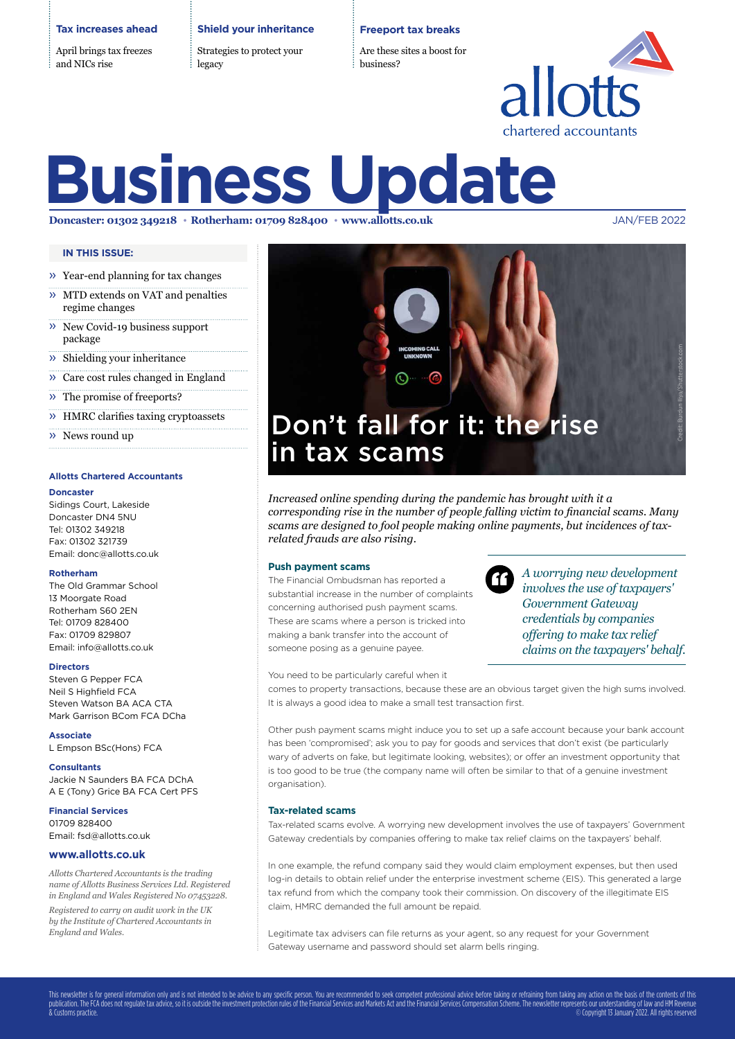**Tax increases ahead**

April brings tax freezes and NICs rise

**Shield your inheritance**

Strategies to protect your legacy

**Freeport tax breaks**

Are these sites a boost for business?

allotts chartered accountants

# Business Update

**Doncaster: 01302 349218 • Rotherham: 01709 828400 • www.allotts.co.uk**

JAN/FEB 2022

**IN THIS ISSUE:**

- Year-end planning for tax changes
- MTD extends on VAT and penalties regime changes
- New Covid-19 business support package
- Shielding your inheritance
- Care cost rules changed in England
- The promise of freeports?
- HMRC clarifies taxing cryptoassets
- News round up

**Allotts Chartered Accountants**

**Doncaster**
Sidings Court, Lakeside
Doncaster DN4 5NU
Tel: 01302 349218
Fax: 01302 321739
Email: donc@allotts.co.uk

**Rotherham**
The Old Grammar School
13 Moorgate Road
Rotherham S60 2EN
Tel: 01709 828400
Fax: 01709 829807
Email: info@allotts.co.uk

**Directors**
Steven G Pepper FCA
Neil S Highfield FCA
Steven Watson BA ACA CTA
Mark Garrison BCom FCA DCha

**Associate**
L Empson BSc(Hons) FCA

**Consultants**
Jackie N Saunders BA FCA DChA
A E (Tony) Grice BA FCA Cert PFS

**Financial Services**
01709 828400
Email: fsd@allotts.co.uk

**www.allotts.co.uk**

*Allotts Chartered Accountants is the trading name of Allotts Business Services Ltd. Registered in England and Wales Registered No 07453228.*

*Registered to carry on audit work in the UK by the Institute of Chartered Accountants in England and Wales.*

## Don't fall for it: the rise in tax scams

*Increased online spending during the pandemic has brought with it a corresponding rise in the number of people falling victim to financial scams. Many scams are designed to fool people making online payments, but incidences of tax-related frauds are also rising.*

### Push payment scams

The Financial Ombudsman has reported a substantial increase in the number of complaints concerning authorised push payment scams. These are scams where a person is tricked into making a bank transfer into the account of someone posing as a genuine payee.

> *A worrying new development involves the use of taxpayers' Government Gateway credentials by companies offering to make tax relief claims on the taxpayers' behalf.*

You need to be particularly careful when it comes to property transactions, because these are an obvious target given the high sums involved. It is always a good idea to make a small test transaction first.

Other push payment scams might induce you to set up a safe account because your bank account has been 'compromised'; ask you to pay for goods and services that don't exist (be particularly wary of adverts on fake, but legitimate looking, websites); or offer an investment opportunity that is too good to be true (the company name will often be similar to that of a genuine investment organisation).

### Tax-related scams

Tax-related scams evolve. A worrying new development involves the use of taxpayers' Government Gateway credentials by companies offering to make tax relief claims on the taxpayers' behalf.

In one example, the refund company said they would claim employment expenses, but then used log-in details to obtain relief under the enterprise investment scheme (EIS). This generated a large tax refund from which the company took their commission. On discovery of the illegitimate EIS claim, HMRC demanded the full amount be repaid.

Legitimate tax advisers can file returns as your agent, so any request for your Government Gateway username and password should set alarm bells ringing.

This newsletter is for general information only and is not intended to be advice to any specific person. You are recommended to seek competent professional advice before taking or refraining from taking any action on the basis of the contents of this publication. The FCA does not regulate tax advice, so it is outside the investment protection rules of the Financial Services and Markets Act and the Financial Services Compensation Scheme. The newsletter represents our understanding of law and HM Revenue & Customs practice. © Copyright 13 January 2022. All rights reserved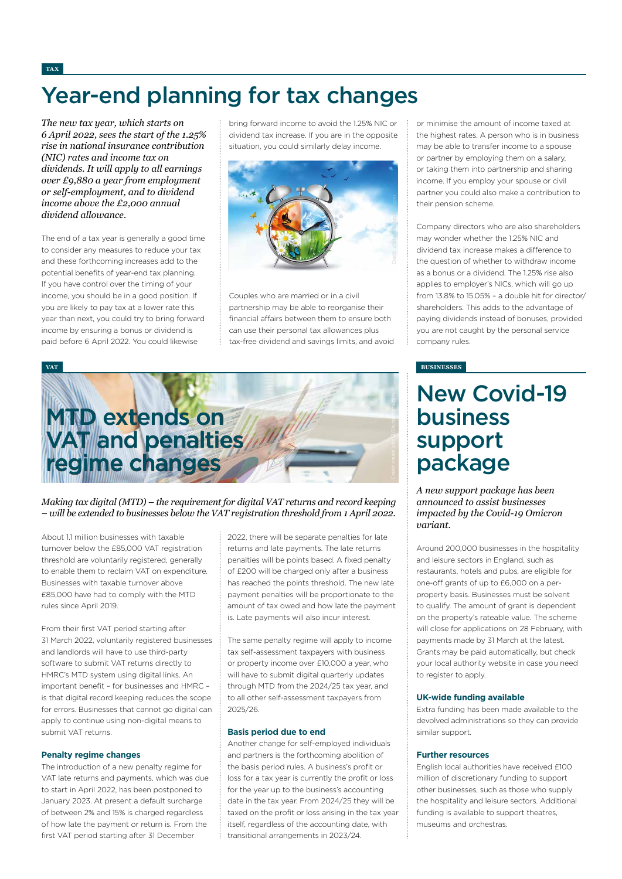TAX

# Year-end planning for tax changes

*The new tax year, which starts on 6 April 2022, sees the start of the 1.25% rise in national insurance contribution (NIC) rates and income tax on dividends. It will apply to all earnings over £9,880 a year from employment or self-employment, and to dividend income above the £2,000 annual dividend allowance.*

The end of a tax year is generally a good time to consider any measures to reduce your tax and these forthcoming increases add to the potential benefits of year-end tax planning. If you have control over the timing of your income, you should be in a good position. If you are likely to pay tax at a lower rate this year than next, you could try to bring forward income by ensuring a bonus or dividend is paid before 6 April 2022. You could likewise bring forward income to avoid the 1.25% NIC or dividend tax increase. If you are in the opposite situation, you could similarly delay income.

Couples who are married or in a civil partnership may be able to reorganise their financial affairs between them to ensure both can use their personal tax allowances plus tax-free dividend and savings limits, and avoid or minimise the amount of income taxed at the highest rates. A person who is in business may be able to transfer income to a spouse or partner by employing them on a salary, or taking them into partnership and sharing income. If you employ your spouse or civil partner you could also make a contribution to their pension scheme.

Company directors who are also shareholders may wonder whether the 1.25% NIC and dividend tax increase makes a difference to the question of whether to withdraw income as a bonus or a dividend. The 1.25% rise also applies to employer's NICs, which will go up from 13.8% to 15.05% – a double hit for director/shareholders. This adds to the advantage of paying dividends instead of bonuses, provided you are not caught by the personal service company rules.

VAT

# MTD extends on VAT and penalties regime changes

*Making tax digital (MTD) – the requirement for digital VAT returns and record keeping – will be extended to businesses below the VAT registration threshold from 1 April 2022.*

About 1.1 million businesses with taxable turnover below the £85,000 VAT registration threshold are voluntarily registered, generally to enable them to reclaim VAT on expenditure. Businesses with taxable turnover above £85,000 have had to comply with the MTD rules since April 2019.

From their first VAT period starting after 31 March 2022, voluntarily registered businesses and landlords will have to use third-party software to submit VAT returns directly to HMRC's MTD system using digital links. An important benefit – for businesses and HMRC – is that digital record keeping reduces the scope for errors. Businesses that cannot go digital can apply to continue using non-digital means to submit VAT returns.

### Penalty regime changes

The introduction of a new penalty regime for VAT late returns and payments, which was due to start in April 2022, has been postponed to January 2023. At present a default surcharge of between 2% and 15% is charged regardless of how late the payment or return is. From the first VAT period starting after 31 December 2022, there will be separate penalties for late returns and late payments. The late returns penalties will be points based. A fixed penalty of £200 will be charged only after a business has reached the points threshold. The new late payment penalties will be proportionate to the amount of tax owed and how late the payment is. Late payments will also incur interest.

The same penalty regime will apply to income tax self-assessment taxpayers with business or property income over £10,000 a year, who will have to submit digital quarterly updates through MTD from the 2024/25 tax year, and to all other self-assessment taxpayers from 2025/26.

### Basis period due to end

Another change for self-employed individuals and partners is the forthcoming abolition of the basis period rules. A business's profit or loss for a tax year is currently the profit or loss for the year up to the business's accounting date in the tax year. From 2024/25 they will be taxed on the profit or loss arising in the tax year itself, regardless of the accounting date, with transitional arrangements in 2023/24.

BUSINESSES

# New Covid-19 business support package

*A new support package has been announced to assist businesses impacted by the Covid-19 Omicron variant.*

Around 200,000 businesses in the hospitality and leisure sectors in England, such as restaurants, hotels and pubs, are eligible for one-off grants of up to £6,000 on a per-property basis. Businesses must be solvent to qualify. The amount of grant is dependent on the property's rateable value. The scheme will close for applications on 28 February, with payments made by 31 March at the latest. Grants may be paid automatically, but check your local authority website in case you need to register to apply.

### UK-wide funding available

Extra funding has been made available to the devolved administrations so they can provide similar support.

### Further resources

English local authorities have received £100 million of discretionary funding to support other businesses, such as those who supply the hospitality and leisure sectors. Additional funding is available to support theatres, museums and orchestras.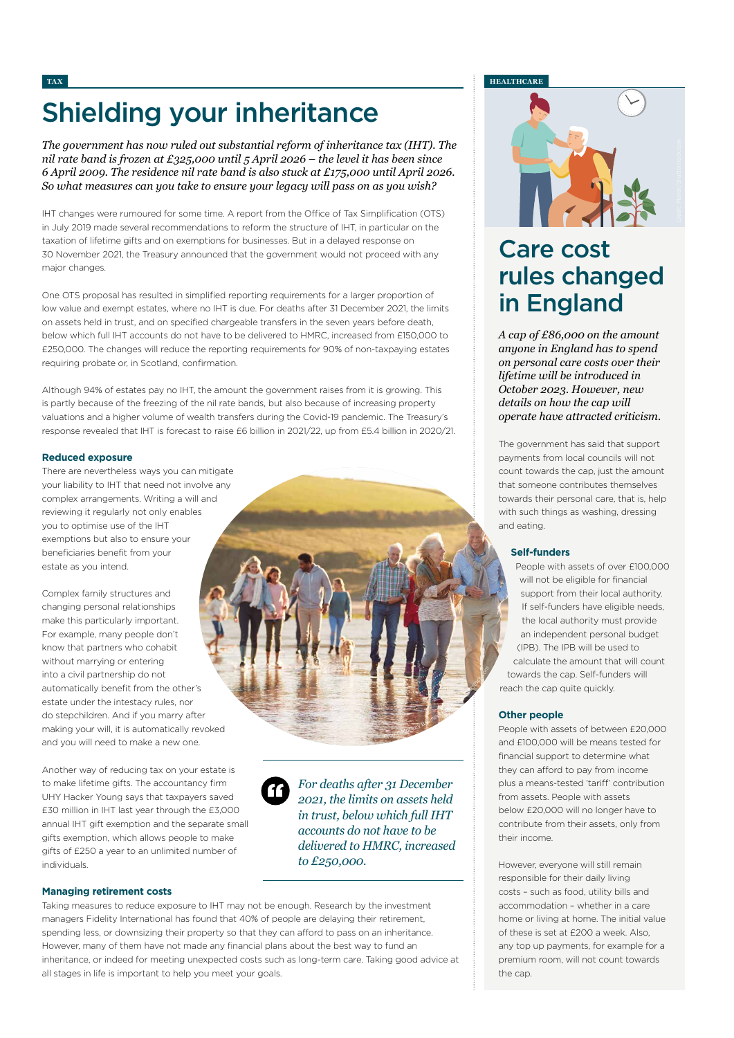TAX

# Shielding your inheritance

*The government has now ruled out substantial reform of inheritance tax (IHT). The nil rate band is frozen at £325,000 until 5 April 2026 – the level it has been since 6 April 2009. The residence nil rate band is also stuck at £175,000 until April 2026. So what measures can you take to ensure your legacy will pass on as you wish?*

IHT changes were rumoured for some time. A report from the Office of Tax Simplification (OTS) in July 2019 made several recommendations to reform the structure of IHT, in particular on the taxation of lifetime gifts and on exemptions for businesses. But in a delayed response on 30 November 2021, the Treasury announced that the government would not proceed with any major changes.

One OTS proposal has resulted in simplified reporting requirements for a larger proportion of low value and exempt estates, where no IHT is due. For deaths after 31 December 2021, the limits on assets held in trust, and on specified chargeable transfers in the seven years before death, below which full IHT accounts do not have to be delivered to HMRC, increased from £150,000 to £250,000. The changes will reduce the reporting requirements for 90% of non-taxpaying estates requiring probate or, in Scotland, confirmation.

Although 94% of estates pay no IHT, the amount the government raises from it is growing. This is partly because of the freezing of the nil rate bands, but also because of increasing property valuations and a higher volume of wealth transfers during the Covid-19 pandemic. The Treasury's response revealed that IHT is forecast to raise £6 billion in 2021/22, up from £5.4 billion in 2020/21.

### Reduced exposure

There are nevertheless ways you can mitigate your liability to IHT that need not involve any complex arrangements. Writing a will and reviewing it regularly not only enables you to optimise use of the IHT exemptions but also to ensure your beneficiaries benefit from your estate as you intend.

Complex family structures and changing personal relationships make this particularly important. For example, many people don't know that partners who cohabit without marrying or entering into a civil partnership do not automatically benefit from the other's estate under the intestacy rules, nor do stepchildren. And if you marry after making your will, it is automatically revoked and you will need to make a new one.

Another way of reducing tax on your estate is to make lifetime gifts. The accountancy firm UHY Hacker Young says that taxpayers saved £30 million in IHT last year through the £3,000 annual IHT gift exemption and the separate small gifts exemption, which allows people to make gifts of £250 a year to an unlimited number of individuals.

> *For deaths after 31 December 2021, the limits on assets held in trust, below which full IHT accounts do not have to be delivered to HMRC, increased to £250,000.*

### Managing retirement costs

Taking measures to reduce exposure to IHT may not be enough. Research by the investment managers Fidelity International has found that 40% of people are delaying their retirement, spending less, or downsizing their property so that they can afford to pass on an inheritance. However, many of them have not made any financial plans about the best way to fund an inheritance, or indeed for meeting unexpected costs such as long-term care. Taking good advice at all stages in life is important to help you meet your goals.

HEALTHCARE

# Care cost rules changed in England

*A cap of £86,000 on the amount anyone in England has to spend on personal care costs over their lifetime will be introduced in October 2023. However, new details on how the cap will operate have attracted criticism.*

The government has said that support payments from local councils will not count towards the cap, just the amount that someone contributes themselves towards their personal care, that is, help with such things as washing, dressing and eating.

### Self-funders

People with assets of over £100,000 will not be eligible for financial support from their local authority. If self-funders have eligible needs, the local authority must provide an independent personal budget (IPB). The IPB will be used to calculate the amount that will count towards the cap. Self-funders will reach the cap quite quickly.

### Other people

People with assets of between £20,000 and £100,000 will be means tested for financial support to determine what they can afford to pay from income plus a means-tested 'tariff' contribution from assets. People with assets below £20,000 will no longer have to contribute from their assets, only from their income.

However, everyone will still remain responsible for their daily living costs – such as food, utility bills and accommodation – whether in a care home or living at home. The initial value of these is set at £200 a week. Also, any top up payments, for example for a premium room, will not count towards the cap.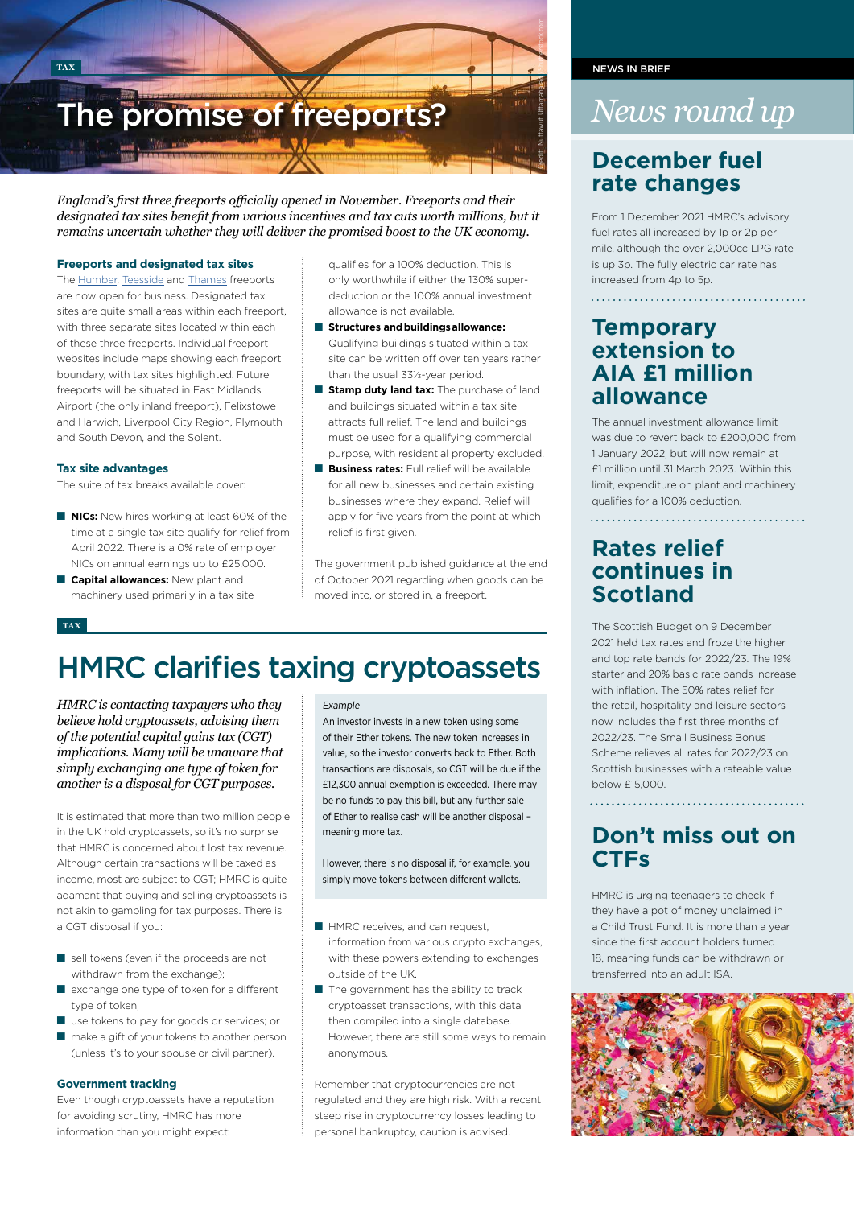TAX

# The promise of freeports?

*England's first three freeports officially opened in November. Freeports and their designated tax sites benefit from various incentives and tax cuts worth millions, but it remains uncertain whether they will deliver the promised boost to the UK economy.*

### Freeports and designated tax sites

The Humber, Teesside and Thames freeports are now open for business. Designated tax sites are quite small areas within each freeport, with three separate sites located within each of these three freeports. Individual freeport websites include maps showing each freeport boundary, with tax sites highlighted. Future freeports will be situated in East Midlands Airport (the only inland freeport), Felixstowe and Harwich, Liverpool City Region, Plymouth and South Devon, and the Solent.

### Tax site advantages

The suite of tax breaks available cover:

- **NICs:** New hires working at least 60% of the time at a single tax site qualify for relief from April 2022. There is a 0% rate of employer NICs on annual earnings up to £25,000.
- **Capital allowances:** New plant and machinery used primarily in a tax site qualifies for a 100% deduction. This is only worthwhile if either the 130% super-deduction or the 100% annual investment allowance is not available.
- **Structures and buildings allowance:** Qualifying buildings situated within a tax site can be written off over ten years rather than the usual 33⅓-year period.
- **Stamp duty land tax:** The purchase of land and buildings situated within a tax site attracts full relief. The land and buildings must be used for a qualifying commercial purpose, with residential property excluded.
- **Business rates:** Full relief will be available for all new businesses and certain existing businesses where they expand. Relief will apply for five years from the point at which relief is first given.

The government published guidance at the end of October 2021 regarding when goods can be moved into, or stored in, a freeport.

TAX

# HMRC clarifies taxing cryptoassets

*HMRC is contacting taxpayers who they believe hold cryptoassets, advising them of the potential capital gains tax (CGT) implications. Many will be unaware that simply exchanging one type of token for another is a disposal for CGT purposes.*

It is estimated that more than two million people in the UK hold cryptoassets, so it's no surprise that HMRC is concerned about lost tax revenue. Although certain transactions will be taxed as income, most are subject to CGT; HMRC is quite adamant that buying and selling cryptoassets is not akin to gambling for tax purposes. There is a CGT disposal if you:

- sell tokens (even if the proceeds are not withdrawn from the exchange);
- exchange one type of token for a different type of token;
- use tokens to pay for goods or services; or
- make a gift of your tokens to another person (unless it's to your spouse or civil partner).

> *Example*
>
> An investor invests in a new token using some of their Ether tokens. The new token increases in value, so the investor converts back to Ether. Both transactions are disposals, so CGT will be due if the £12,300 annual exemption is exceeded. There may be no funds to pay this bill, but any further sale of Ether to realise cash will be another disposal – meaning more tax.
>
> However, there is no disposal if, for example, you simply move tokens between different wallets.

### Government tracking

Even though cryptoassets have a reputation for avoiding scrutiny, HMRC has more information than you might expect:

- HMRC receives, and can request, information from various crypto exchanges, with these powers extending to exchanges outside of the UK.
- The government has the ability to track cryptoasset transactions, with this data then compiled into a single database. However, there are still some ways to remain anonymous.

Remember that cryptocurrencies are not regulated and they are high risk. With a recent steep rise in cryptocurrency losses leading to personal bankruptcy, caution is advised.

NEWS IN BRIEF

# *News round up*

## December fuel rate changes

From 1 December 2021 HMRC's advisory fuel rates all increased by 1p or 2p per mile, although the over 2,000cc LPG rate is up 3p. The fully electric car rate has increased from 4p to 5p.

## Temporary extension to AIA £1 million allowance

The annual investment allowance limit was due to revert back to £200,000 from 1 January 2022, but will now remain at £1 million until 31 March 2023. Within this limit, expenditure on plant and machinery qualifies for a 100% deduction.

## Rates relief continues in Scotland

The Scottish Budget on 9 December 2021 held tax rates and froze the higher and top rate bands for 2022/23. The 19% starter and 20% basic rate bands increase with inflation. The 50% rates relief for the retail, hospitality and leisure sectors now includes the first three months of 2022/23. The Small Business Bonus Scheme relieves all rates for 2022/23 on Scottish businesses with a rateable value below £15,000.

## Don't miss out on CTFs

HMRC is urging teenagers to check if they have a pot of money unclaimed in a Child Trust Fund. It is more than a year since the first account holders turned 18, meaning funds can be withdrawn or transferred into an adult ISA.